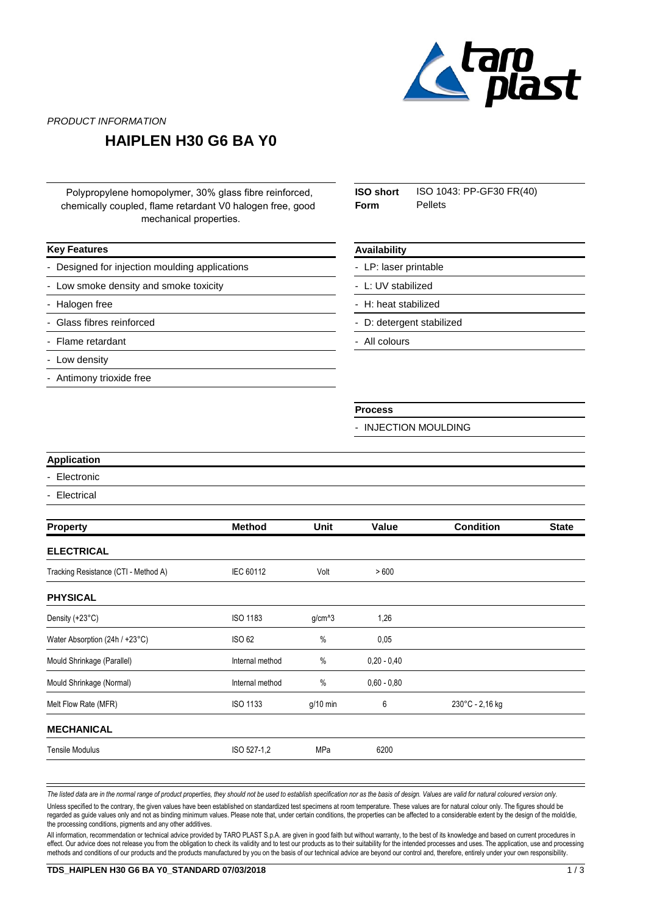*PRODUCT INFORMATION*

# HAIPLEN H30 G6 BA Y0

Polypropylene homopolymer, 30% glass fibre reinforced, chemically coupled, flame retardant V0 halogen free, good mechanical properties.

**ISO short** ISO 1043: PP-GF30 FR(40)
**Form** Pellets

**Key Features**

- Designed for injection moulding applications
- Low smoke density and smoke toxicity
- Halogen free
- Glass fibres reinforced
- Flame retardant
- Low density
- Antimony trioxide free

**Availability**

- LP: laser printable
- L: UV stabilized
- H: heat stabilized
- D: detergent stabilized
- All colours

**Process**

- INJECTION MOULDING

**Application**

- Electronic
- Electrical

| Property | Method | Unit | Value | Condition | State |
|---|---|---|---|---|---|
| **ELECTRICAL** | | | | | |
| Tracking Resistance (CTI - Method A) | IEC 60112 | Volt | > 600 | | |
| **PHYSICAL** | | | | | |
| Density (+23°C) | ISO 1183 | g/cm^3 | 1,26 | | |
| Water Absorption (24h / +23°C) | ISO 62 | % | 0,05 | | |
| Mould Shrinkage (Parallel) | Internal method | % | 0,20 - 0,40 | | |
| Mould Shrinkage (Normal) | Internal method | % | 0,60 - 0,80 | | |
| Melt Flow Rate (MFR) | ISO 1133 | g/10 min | 6 | 230°C - 2,16 kg | |
| **MECHANICAL** | | | | | |
| Tensile Modulus | ISO 527-1,2 | MPa | 6200 | | |

*The listed data are in the normal range of product properties, they should not be used to establish specification nor as the basis of design. Values are valid for natural coloured version only.*

Unless specified to the contrary, the given values have been established on standardized test specimens at room temperature. These values are for natural colour only. The figures should be regarded as guide values only and not as binding minimum values. Please note that, under certain conditions, the properties can be affected to a considerable extent by the design of the mold/die, the processing conditions, pigments and any other additives.

All information, recommendation or technical advice provided by TARO PLAST S.p.A. are given in good faith but without warranty, to the best of its knowledge and based on current procedures in effect. Our advice does not release you from the obligation to check its validity and to test our products as to their suitability for the intended processes and uses. The application, use and processing methods and conditions of our products and the products manufactured by you on the basis of our technical advice are beyond our control and, therefore, entirely under your own responsibility.

**TDS_HAIPLEN H30 G6 BA Y0_STANDARD 07/03/2018**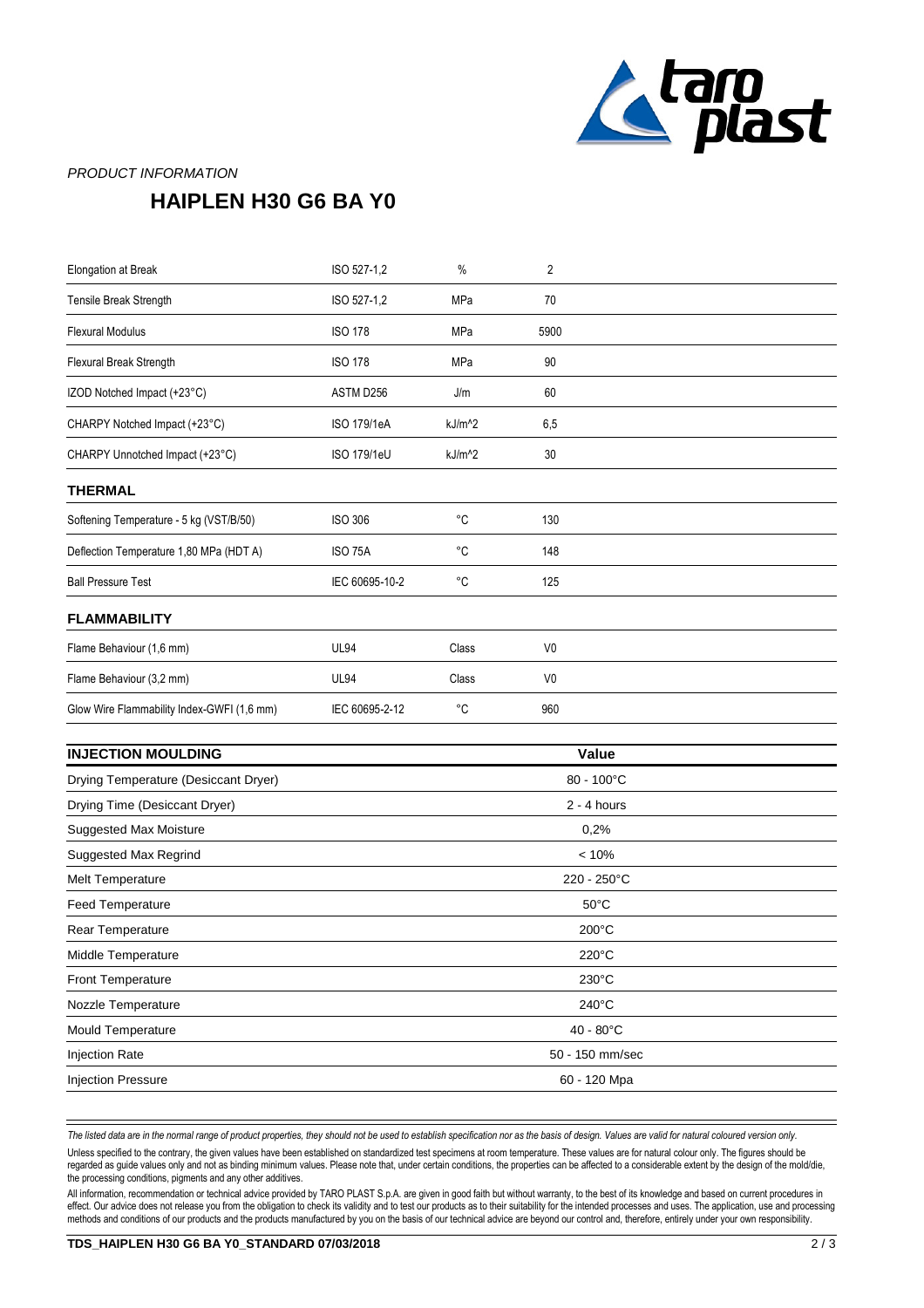*PRODUCT INFORMATION*

# HAIPLEN H30 G6 BA Y0

| | | | |
|---|---|---|---|
| Elongation at Break | ISO 527-1,2 | % | 2 |
| Tensile Break Strength | ISO 527-1,2 | MPa | 70 |
| Flexural Modulus | ISO 178 | MPa | 5900 |
| Flexural Break Strength | ISO 178 | MPa | 90 |
| IZOD Notched Impact (+23°C) | ASTM D256 | J/m | 60 |
| CHARPY Notched Impact (+23°C) | ISO 179/1eA | kJ/m^2 | 6,5 |
| CHARPY Unnotched Impact (+23°C) | ISO 179/1eU | kJ/m^2 | 30 |

## THERMAL

| | | | |
|---|---|---|---|
| Softening Temperature - 5 kg (VST/B/50) | ISO 306 | °C | 130 |
| Deflection Temperature 1,80 MPa (HDT A) | ISO 75A | °C | 148 |
| Ball Pressure Test | IEC 60695-10-2 | °C | 125 |

## FLAMMABILITY

| | | | |
|---|---|---|---|
| Flame Behaviour (1,6 mm) | UL94 | Class | V0 |
| Flame Behaviour (3,2 mm) | UL94 | Class | V0 |
| Glow Wire Flammability Index-GWFI (1,6 mm) | IEC 60695-2-12 | °C | 960 |

| INJECTION MOULDING | Value |
|---|---|
| Drying Temperature (Desiccant Dryer) | 80 - 100°C |
| Drying Time (Desiccant Dryer) | 2 - 4 hours |
| Suggested Max Moisture | 0,2% |
| Suggested Max Regrind | < 10% |
| Melt Temperature | 220 - 250°C |
| Feed Temperature | 50°C |
| Rear Temperature | 200°C |
| Middle Temperature | 220°C |
| Front Temperature | 230°C |
| Nozzle Temperature | 240°C |
| Mould Temperature | 40 - 80°C |
| Injection Rate | 50 - 150 mm/sec |
| Injection Pressure | 60 - 120 Mpa |

*The listed data are in the normal range of product properties, they should not be used to establish specification nor as the basis of design. Values are valid for natural coloured version only.*

Unless specified to the contrary, the given values have been established on standardized test specimens at room temperature. These values are for natural colour only. The figures should be regarded as guide values only and not as binding minimum values. Please note that, under certain conditions, the properties can be affected to a considerable extent by the design of the mold/die, the processing conditions, pigments and any other additives.

All information, recommendation or technical advice provided by TARO PLAST S.p.A. are given in good faith but without warranty, to the best of its knowledge and based on current procedures in effect. Our advice does not release you from the obligation to check its validity and to test our products as to their suitability for the intended processes and uses. The application, use and processing methods and conditions of our products and the products manufactured by you on the basis of our technical advice are beyond our control and, therefore, entirely under your own responsibility.

**TDS_HAIPLEN H30 G6 BA Y0_STANDARD 07/03/2018**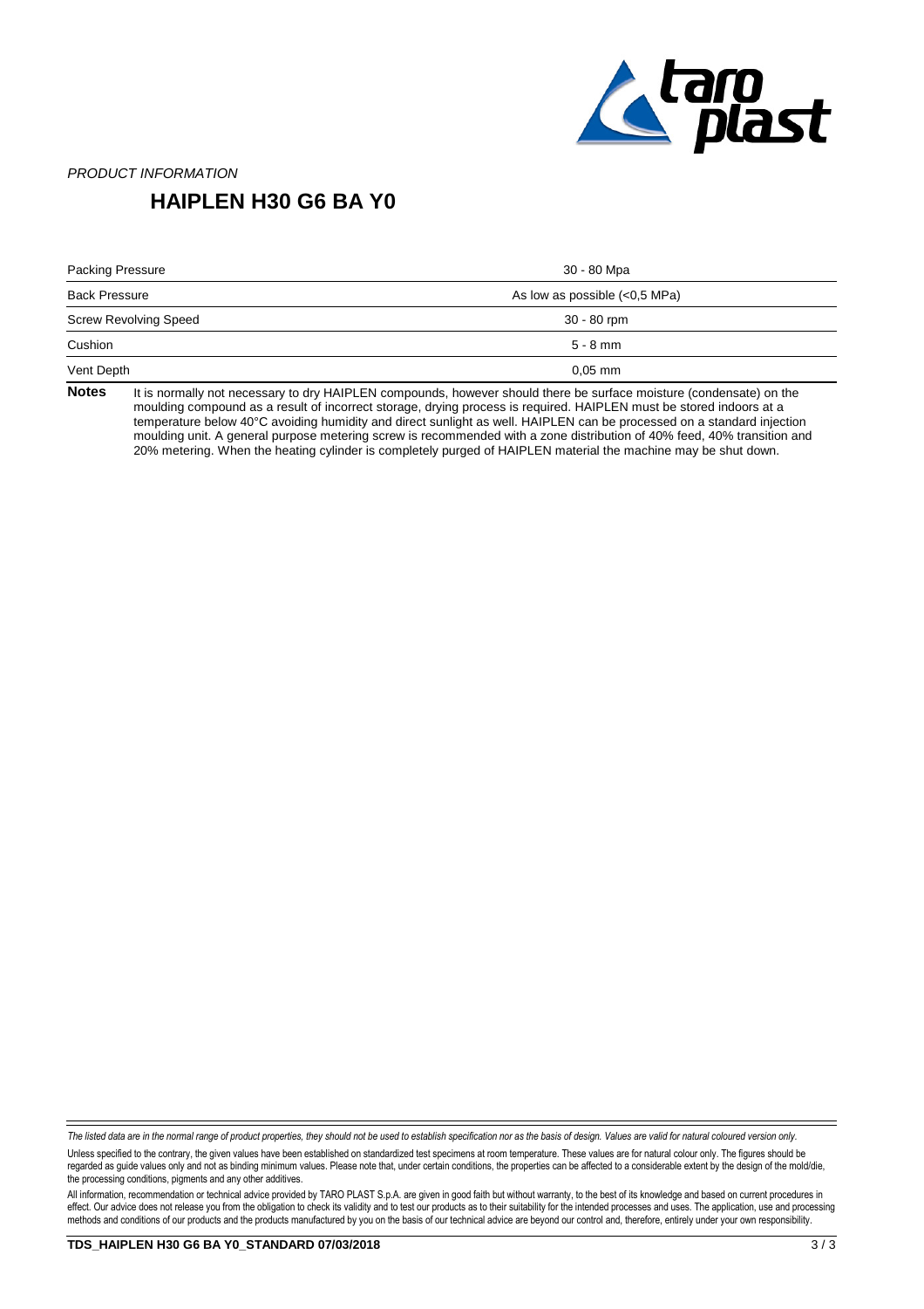*PRODUCT INFORMATION*

# HAIPLEN H30 G6 BA Y0

| | |
|---|---|
| Packing Pressure | 30 - 80 Mpa |
| Back Pressure | As low as possible (<0,5 MPa) |
| Screw Revolving Speed | 30 - 80 rpm |
| Cushion | 5 - 8 mm |
| Vent Depth | 0,05 mm |

**Notes** It is normally not necessary to dry HAIPLEN compounds, however should there be surface moisture (condensate) on the moulding compound as a result of incorrect storage, drying process is required. HAIPLEN must be stored indoors at a temperature below 40°C avoiding humidity and direct sunlight as well. HAIPLEN can be processed on a standard injection moulding unit. A general purpose metering screw is recommended with a zone distribution of 40% feed, 40% transition and 20% metering. When the heating cylinder is completely purged of HAIPLEN material the machine may be shut down.

*The listed data are in the normal range of product properties, they should not be used to establish specification nor as the basis of design. Values are valid for natural coloured version only.*

Unless specified to the contrary, the given values have been established on standardized test specimens at room temperature. These values are for natural colour only. The figures should be regarded as guide values only and not as binding minimum values. Please note that, under certain conditions, the properties can be affected to a considerable extent by the design of the mold/die, the processing conditions, pigments and any other additives.

All information, recommendation or technical advice provided by TARO PLAST S.p.A. are given in good faith but without warranty, to the best of its knowledge and based on current procedures in effect. Our advice does not release you from the obligation to check its validity and to test our products as to their suitability for the intended processes and uses. The application, use and processing methods and conditions of our products and the products manufactured by you on the basis of our technical advice are beyond our control and, therefore, entirely under your own responsibility.

**TDS_HAIPLEN H30 G6 BA Y0_STANDARD 07/03/2018**